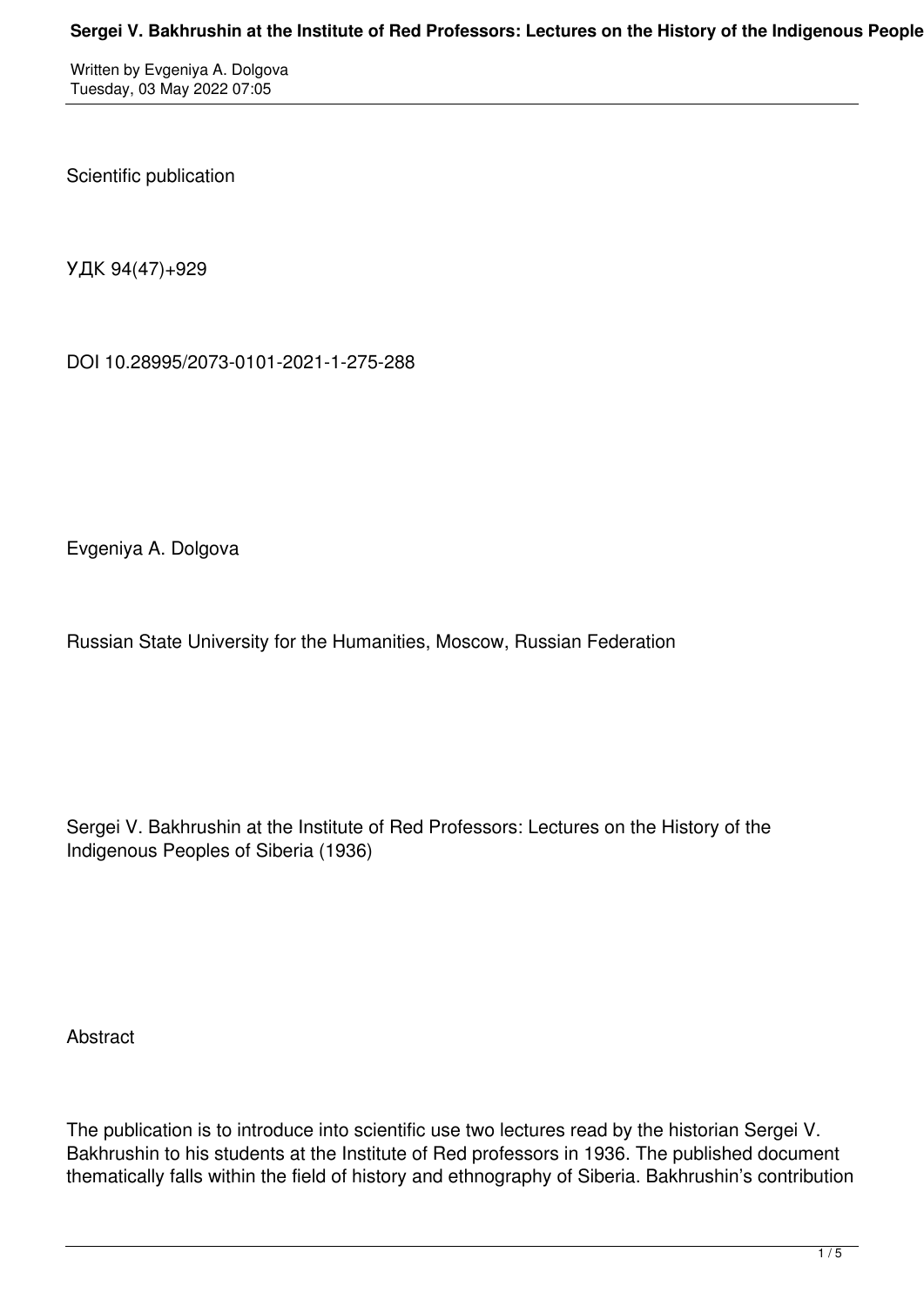Scientific publication

УДК 94(47)+929

DOI 10.28995/2073-0101-2021-1-275-288

Evgeniya A. Dolgova

Russian State University for the Humanities, Moscow, Russian Federation

# Sergei V. Bakhrushin at the Institute of Red Professors: Lectures on the History of the Indigenous Peoples of Siberia (1936)

## Abstract

The publication is to introduce into scientific use two lectures read by the historian Sergei V. Bakhrushin to his students at the Institute of Red professors in 1936. The published document thematically falls within the field of history and ethnography of Siberia. Bakhrushin's contribution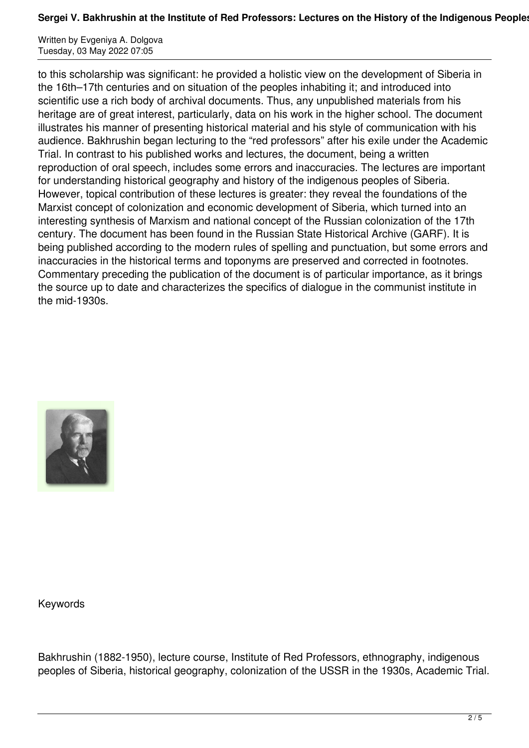to this scholarship was significant: he provided a holistic view on the development of Siberia in the 16th–17th centuries and on situation of the peoples inhabiting it; and introduced into scientific use a rich body of archival documents. Thus, any unpublished materials from his heritage are of great interest, particularly, data on his work in the higher school. The document illustrates his manner of presenting historical material and his style of communication with his audience. Bakhrushin began lecturing to the "red professors" after his exile under the Academic Trial. In contrast to his published works and lectures, the document, being a written reproduction of oral speech, includes some errors and inaccuracies. The lectures are important for understanding historical geography and history of the indigenous peoples of Siberia. However, topical contribution of these lectures is greater: they reveal the foundations of the Marxist concept of colonization and economic development of Siberia, which turned into an interesting synthesis of Marxism and national concept of the Russian colonization of the 17th century. The document has been found in the Russian State Historical Archive (GARF). It is being published according to the modern rules of spelling and punctuation, but some errors and inaccuracies in the historical terms and toponyms are preserved and corrected in footnotes. Commentary preceding the publication of the document is of particular importance, as it brings the source up to date and characterizes the specifics of dialogue in the communist institute in the mid-1930s.

Keywords

Bakhrushin (1882-1950), lecture course, Institute of Red Professors, ethnography, indigenous peoples of Siberia, historical geography, colonization of the USSR in the 1930s, Academic Trial.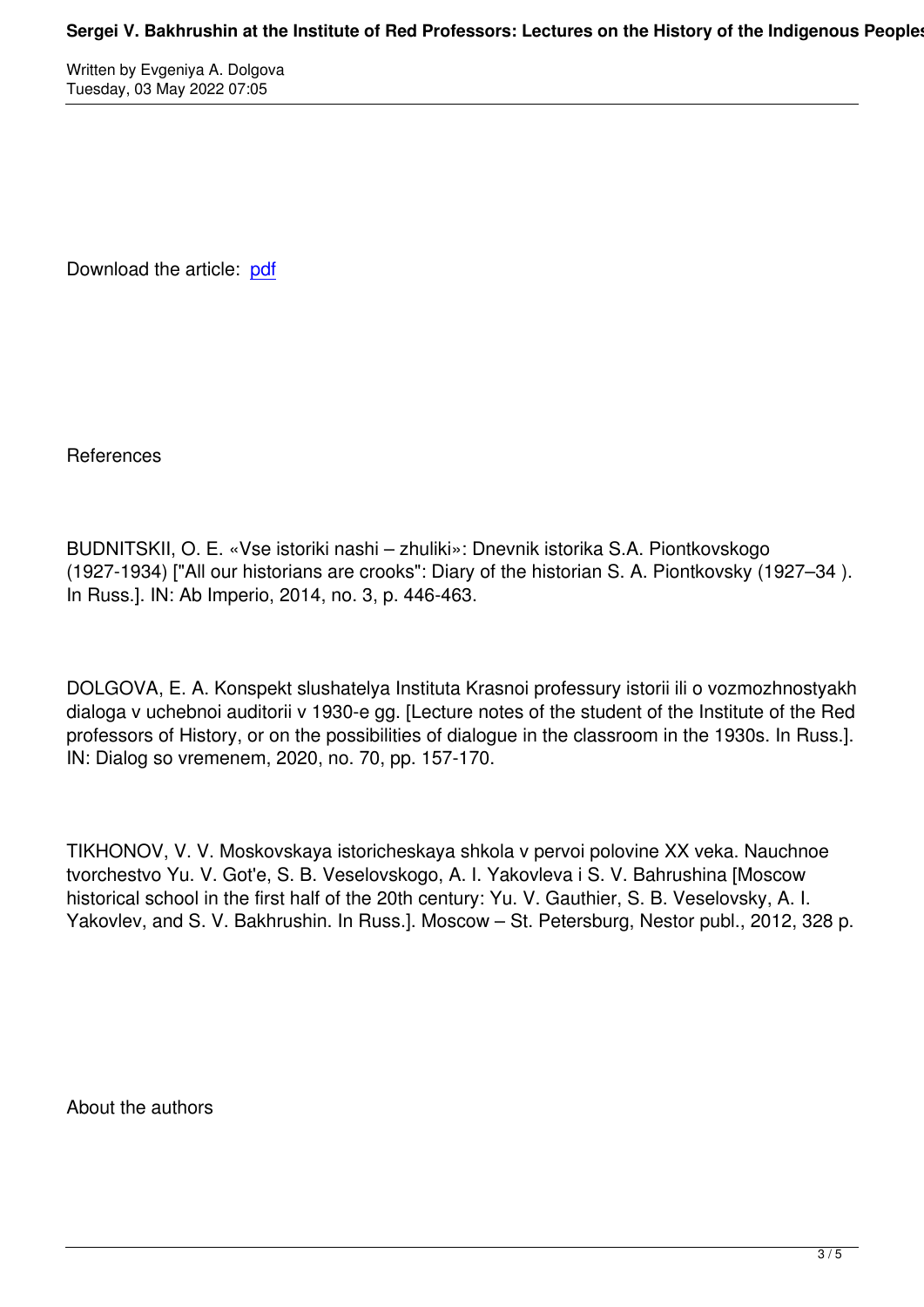Download the article: pdf

References

BUDNITSKII, O. E. «Vse istoriki nashi – zhuliki»: Dnevnik istorika S.A. Piontkovskogo (1927-1934) ["All our historians are crooks": Diary of the historian S. A. Piontkovsky (1927–34 ). In Russ.]. IN: Ab Imperio, 2014, no. 3, p. 446-463.

DOLGOVA, E. A. Konspekt slushatelya Instituta Krasnoi professury istorii ili o vozmozhnostyakh dialoga v uchebnoi auditorii v 1930-e gg. [Lecture notes of the student of the Institute of the Red professors of History, or on the possibilities of dialogue in the classroom in the 1930s. In Russ.]. IN: Dialog so vremenem, 2020, no. 70, pp. 157-170.

TIKHONOV, V. V. Moskovskaya istoricheskaya shkola v pervoi polovine XX veka. Nauchnoe tvorchestvo Yu. V. Got'e, S. B. Veselovskogo, A. I. Yakovleva i S. V. Bahrushina [Moscow historical school in the first half of the 20th century: Yu. V. Gauthier, S. B. Veselovsky, A. I. Yakovlev, and S. V. Bakhrushin. In Russ.]. Moscow – St. Petersburg, Nestor publ., 2012, 328 p.

About the authors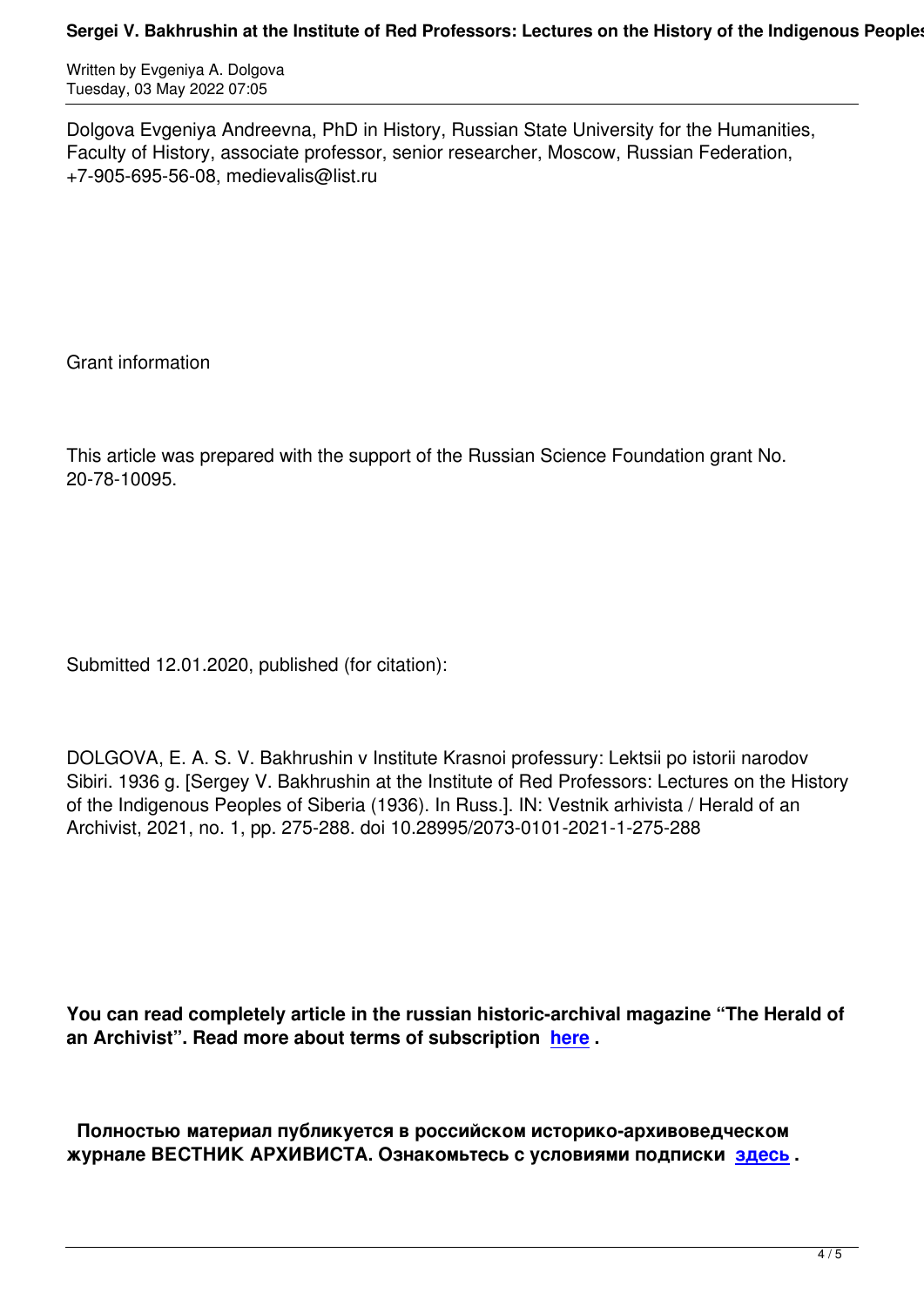Dolgova Evgeniya Andreevna, PhD in History, Russian State University for the Humanities, Faculty of History, associate professor, senior researcher, Moscow, Russian Federation, +7-905-695-56-08, medievalis@list.ru

Grant information

This article was prepared with the support of the Russian Science Foundation grant No. 20-78-10095.

Submitted 12.01.2020, published (for citation):

DOLGOVA, E. A. S. V. Bakhrushin v Institute Krasnoi professury: Lektsii po istorii narodov Sibiri. 1936 g. [Sergey V. Bakhrushin at the Institute of Red Professors: Lectures on the History of the Indigenous Peoples of Siberia (1936). In Russ.]. IN: Vestnik arhivista / Herald of an Archivist, 2021, no. 1, pp. 275-288. doi 10.28995/2073-0101-2021-1-275-288

**You can read completely article in the russian historic-archival magazine "The Herald of an Archivist". Read more about terms of subscription here .**

**Полностью материал публикуется в российском историко-архивоведческом журнале ВЕСТНИК АРХИВИСТА. Ознакомьтесь с условиями подписки здесь .**